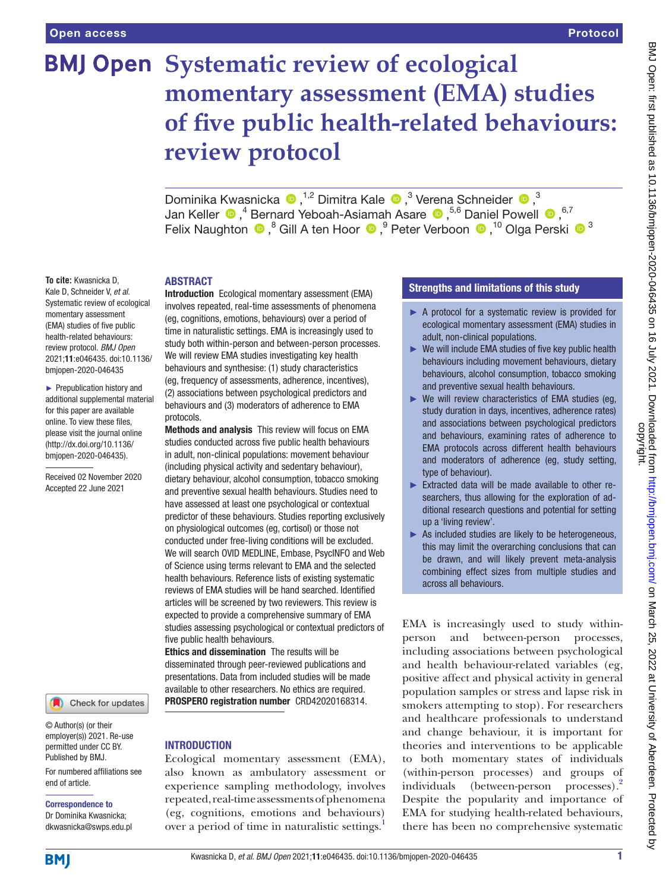Open access | Protocol

# Systematic review of ecological momentary assessment (EMA) studies of five public health-related behaviours: review protocol

Dominika Kwasnicka [1,2], Dimitra Kale [3], Verena Schneider [3], Jan Keller [4], Bernard Yeboah-Asiamah Asare [5,6], Daniel Powell [6,7], Felix Naughton [8], Gill A ten Hoor [9], Peter Verboon [10], Olga Perski [3]

**To cite:** Kwasnicka D, Kale D, Schneider V, *et al*. Systematic review of ecological momentary assessment (EMA) studies of five public health-related behaviours: review protocol. *BMJ Open* 2021;**11**:e046435. doi:10.1136/bmjopen-2020-046435

► Prepublication history and additional supplemental material for this paper are available online. To view these files, please visit the journal online (http://dx.doi.org/10.1136/bmjopen-2020-046435).

Received 02 November 2020
Accepted 22 June 2021

© Author(s) (or their employer(s)) 2021. Re-use permitted under CC BY. Published by BMJ.

For numbered affiliations see end of article.

**Correspondence to**
Dr Dominika Kwasnicka; dkwasnicka@swps.edu.pl

## ABSTRACT

**Introduction** Ecological momentary assessment (EMA) involves repeated, real-time assessments of phenomena (eg, cognitions, emotions, behaviours) over a period of time in naturalistic settings. EMA is increasingly used to study both within-person and between-person processes. We will review EMA studies investigating key health behaviours and synthesise: (1) study characteristics (eg, frequency of assessments, adherence, incentives), (2) associations between psychological predictors and behaviours and (3) moderators of adherence to EMA protocols.

**Methods and analysis** This review will focus on EMA studies conducted across five public health behaviours in adult, non-clinical populations: movement behaviour (including physical activity and sedentary behaviour), dietary behaviour, alcohol consumption, tobacco smoking and preventive sexual health behaviours. Studies need to have assessed at least one psychological or contextual predictor of these behaviours. Studies reporting exclusively on physiological outcomes (eg, cortisol) or those not conducted under free-living conditions will be excluded. We will search OVID MEDLINE, Embase, PsycINFO and Web of Science using terms relevant to EMA and the selected health behaviours. Reference lists of existing systematic reviews of EMA studies will be hand searched. Identified articles will be screened by two reviewers. This review is expected to provide a comprehensive summary of EMA studies assessing psychological or contextual predictors of five public health behaviours.

**Ethics and dissemination** The results will be disseminated through peer-reviewed publications and presentations. Data from included studies will be made available to other researchers. No ethics are required.

**PROSPERO registration number** CRD42020168314.

### Strengths and limitations of this study

- ► A protocol for a systematic review is provided for ecological momentary assessment (EMA) studies in adult, non-clinical populations.
- ► We will include EMA studies of five key public health behaviours including movement behaviours, dietary behaviours, alcohol consumption, tobacco smoking and preventive sexual health behaviours.
- ► We will review characteristics of EMA studies (eg, study duration in days, incentives, adherence rates) and associations between psychological predictors and behaviours, examining rates of adherence to EMA protocols across different health behaviours and moderators of adherence (eg, study setting, type of behaviour).
- ► Extracted data will be made available to other researchers, thus allowing for the exploration of additional research questions and potential for setting up a 'living review'.
- ► As included studies are likely to be heterogeneous, this may limit the overarching conclusions that can be drawn, and will likely prevent meta-analysis combining effect sizes from multiple studies and across all behaviours.

## INTRODUCTION

Ecological momentary assessment (EMA), also known as ambulatory assessment or experience sampling methodology, involves repeated, real-time assessments of phenomena (eg, cognitions, emotions and behaviours) over a period of time in naturalistic settings.[1] EMA is increasingly used to study within-person and between-person processes, including associations between psychological and health behaviour-related variables (eg, positive affect and physical activity in general population samples or stress and lapse risk in smokers attempting to stop). For researchers and healthcare professionals to understand and change behaviour, it is important for theories and interventions to be applicable to both momentary states of individuals (within-person processes) and groups of individuals (between-person processes).[2] Despite the popularity and importance of EMA for studying health-related behaviours, there has been no comprehensive systematic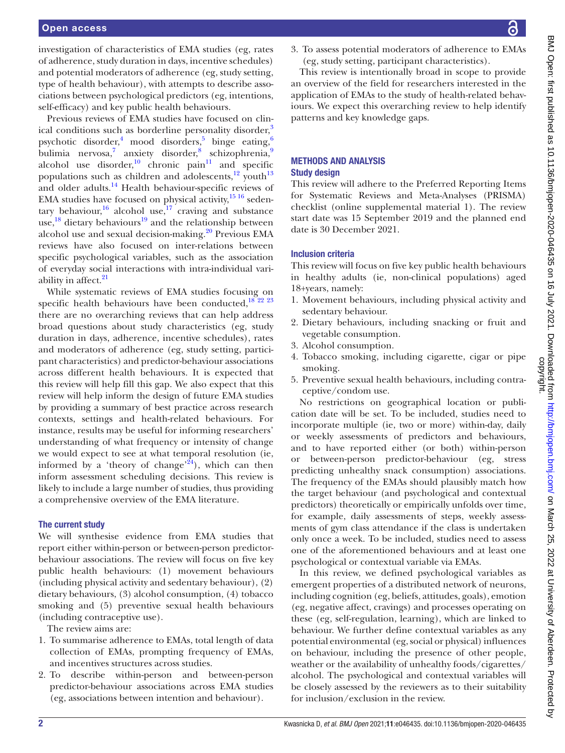investigation of characteristics of EMA studies (eg, rates of adherence, study duration in days, incentive schedules) and potential moderators of adherence (eg, study setting, type of health behaviour), with attempts to describe associations between psychological predictors (eg, intentions, self-efficacy) and key public health behaviours.

Previous reviews of EMA studies have focused on clinical conditions such as borderline personality disorder,[3] psychotic disorder,[4] mood disorders,[5] binge eating,[6] bulimia nervosa,[7] anxiety disorder,[8] schizophrenia,[9] alcohol use disorder,[10] chronic pain[11] and specific populations such as children and adolescents,[12] youth[13] and older adults.[14] Health behaviour-specific reviews of EMA studies have focused on physical activity,[15 16] sedentary behaviour,[16] alcohol use,[17] craving and substance use,[18] dietary behaviours[19] and the relationship between alcohol use and sexual decision-making.[20] Previous EMA reviews have also focused on inter-relations between specific psychological variables, such as the association of everyday social interactions with intra-individual variability in affect.[21]

While systematic reviews of EMA studies focusing on specific health behaviours have been conducted,[18 22 23] there are no overarching reviews that can help address broad questions about study characteristics (eg, study duration in days, adherence, incentive schedules), rates and moderators of adherence (eg, study setting, participant characteristics) and predictor-behaviour associations across different health behaviours. It is expected that this review will help fill this gap. We also expect that this review will help inform the design of future EMA studies by providing a summary of best practice across research contexts, settings and health-related behaviours. For instance, results may be useful for informing researchers' understanding of what frequency or intensity of change we would expect to see at what temporal resolution (ie, informed by a 'theory of change'[24]), which can then inform assessment scheduling decisions. This review is likely to include a large number of studies, thus providing a comprehensive overview of the EMA literature.

### The current study

We will synthesise evidence from EMA studies that report either within-person or between-person predictor-behaviour associations. The review will focus on five key public health behaviours: (1) movement behaviours (including physical activity and sedentary behaviour), (2) dietary behaviours, (3) alcohol consumption, (4) tobacco smoking and (5) preventive sexual health behaviours (including contraceptive use).

The review aims are:

1. To summarise adherence to EMAs, total length of data collection of EMAs, prompting frequency of EMAs, and incentives structures across studies.
2. To describe within-person and between-person predictor-behaviour associations across EMA studies (eg, associations between intention and behaviour).
3. To assess potential moderators of adherence to EMAs (eg, study setting, participant characteristics).

This review is intentionally broad in scope to provide an overview of the field for researchers interested in the application of EMAs to the study of health-related behaviours. We expect this overarching review to help identify patterns and key knowledge gaps.

## METHODS AND ANALYSIS

### Study design

This review will adhere to the Preferred Reporting Items for Systematic Reviews and Meta-Analyses (PRISMA) checklist (online supplemental material 1). The review start date was 15 September 2019 and the planned end date is 30 December 2021.

### Inclusion criteria

This review will focus on five key public health behaviours in healthy adults (ie, non-clinical populations) aged 18+years, namely:

1. Movement behaviours, including physical activity and sedentary behaviour.
2. Dietary behaviours, including snacking or fruit and vegetable consumption.
3. Alcohol consumption.
4. Tobacco smoking, including cigarette, cigar or pipe smoking.
5. Preventive sexual health behaviours, including contraceptive/condom use.

No restrictions on geographical location or publication date will be set. To be included, studies need to incorporate multiple (ie, two or more) within-day, daily or weekly assessments of predictors and behaviours, and to have reported either (or both) within-person or between-person predictor-behaviour (eg, stress predicting unhealthy snack consumption) associations. The frequency of the EMAs should plausibly match how the target behaviour (and psychological and contextual predictors) theoretically or empirically unfolds over time, for example, daily assessments of steps, weekly assessments of gym class attendance if the class is undertaken only once a week. To be included, studies need to assess one of the aforementioned behaviours and at least one psychological or contextual variable via EMAs.

In this review, we defined psychological variables as emergent properties of a distributed network of neurons, including cognition (eg, beliefs, attitudes, goals), emotion (eg, negative affect, cravings) and processes operating on these (eg, self-regulation, learning), which are linked to behaviour. We further define contextual variables as any potential environmental (eg, social or physical) influences on behaviour, including the presence of other people, weather or the availability of unhealthy foods/cigarettes/alcohol. The psychological and contextual variables will be closely assessed by the reviewers as to their suitability for inclusion/exclusion in the review.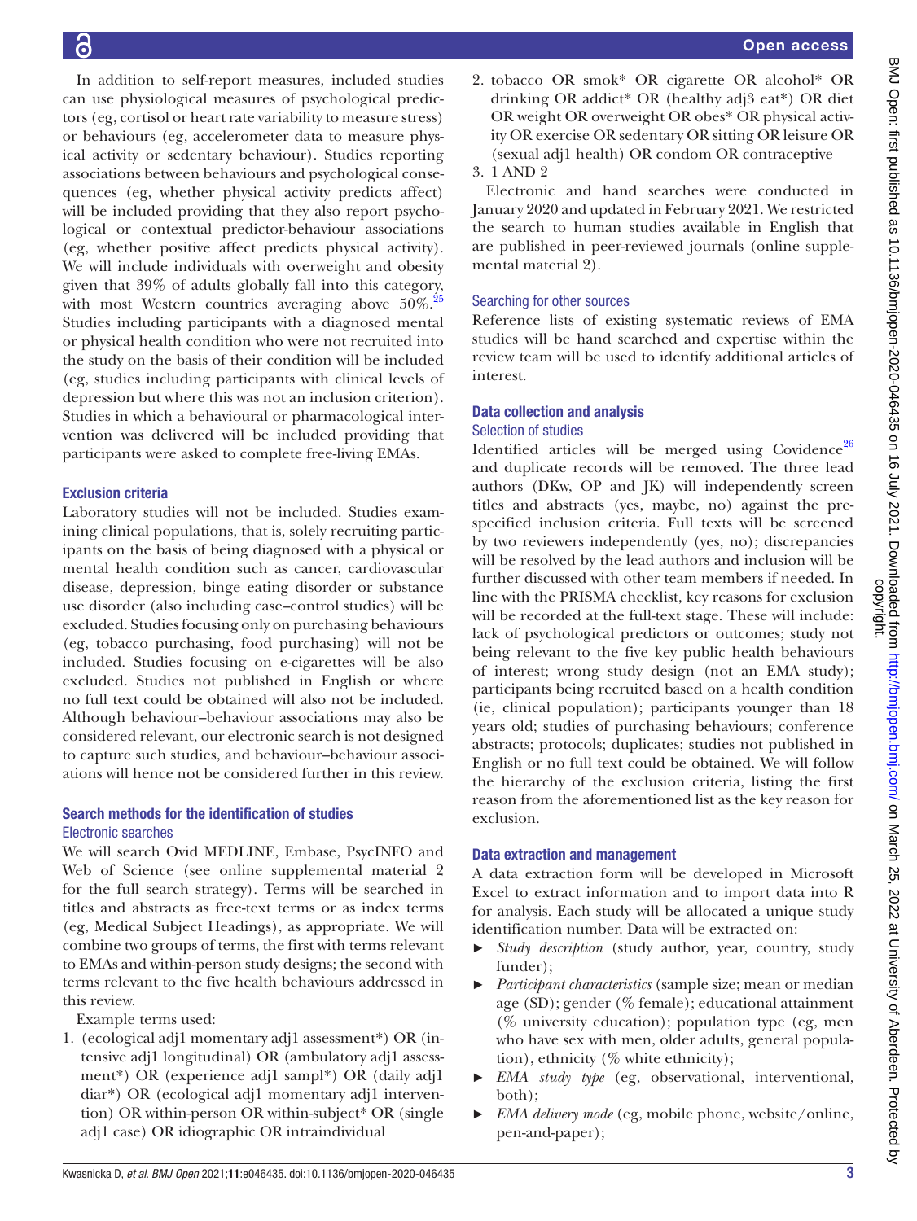In addition to self-report measures, included studies can use physiological measures of psychological predictors (eg, cortisol or heart rate variability to measure stress) or behaviours (eg, accelerometer data to measure physical activity or sedentary behaviour). Studies reporting associations between behaviours and psychological consequences (eg, whether physical activity predicts affect) will be included providing that they also report psychological or contextual predictor-behaviour associations (eg, whether positive affect predicts physical activity). We will include individuals with overweight and obesity given that 39% of adults globally fall into this category, with most Western countries averaging above 50%.[25] Studies including participants with a diagnosed mental or physical health condition who were not recruited into the study on the basis of their condition will be included (eg, studies including participants with clinical levels of depression but where this was not an inclusion criterion). Studies in which a behavioural or pharmacological intervention was delivered will be included providing that participants were asked to complete free-living EMAs.

### Exclusion criteria

Laboratory studies will not be included. Studies examining clinical populations, that is, solely recruiting participants on the basis of being diagnosed with a physical or mental health condition such as cancer, cardiovascular disease, depression, binge eating disorder or substance use disorder (also including case–control studies) will be excluded. Studies focusing only on purchasing behaviours (eg, tobacco purchasing, food purchasing) will not be included. Studies focusing on e-cigarettes will be also excluded. Studies not published in English or where no full text could be obtained will also not be included. Although behaviour–behaviour associations may also be considered relevant, our electronic search is not designed to capture such studies, and behaviour–behaviour associations will hence not be considered further in this review.

### Search methods for the identification of studies

#### Electronic searches

We will search Ovid MEDLINE, Embase, PsycINFO and Web of Science (see online supplemental material 2 for the full search strategy). Terms will be searched in titles and abstracts as free-text terms or as index terms (eg, Medical Subject Headings), as appropriate. We will combine two groups of terms, the first with terms relevant to EMAs and within-person study designs; the second with terms relevant to the five health behaviours addressed in this review.

Example terms used:

1. (ecological adj1 momentary adj1 assessment*) OR (intensive adj1 longitudinal) OR (ambulatory adj1 assessment*) OR (experience adj1 sampl*) OR (daily adj1 diar*) OR (ecological adj1 momentary adj1 intervention) OR within-person OR within-subject* OR (single adj1 case) OR idiographic OR intraindividual
2. tobacco OR smok* OR cigarette OR alcohol* OR drinking OR addict* OR (healthy adj3 eat*) OR diet OR weight OR overweight OR obes* OR physical activity OR exercise OR sedentary OR sitting OR leisure OR (sexual adj1 health) OR condom OR contraceptive
3. 1 AND 2

Electronic and hand searches were conducted in January 2020 and updated in February 2021. We restricted the search to human studies available in English that are published in peer-reviewed journals (online supplemental material 2).

#### Searching for other sources

Reference lists of existing systematic reviews of EMA studies will be hand searched and expertise within the review team will be used to identify additional articles of interest.

### Data collection and analysis

#### Selection of studies

Identified articles will be merged using Covidence[26] and duplicate records will be removed. The three lead authors (DKw, OP and JK) will independently screen titles and abstracts (yes, maybe, no) against the prespecified inclusion criteria. Full texts will be screened by two reviewers independently (yes, no); discrepancies will be resolved by the lead authors and inclusion will be further discussed with other team members if needed. In line with the PRISMA checklist, key reasons for exclusion will be recorded at the full-text stage. These will include: lack of psychological predictors or outcomes; study not being relevant to the five key public health behaviours of interest; wrong study design (not an EMA study); participants being recruited based on a health condition (ie, clinical population); participants younger than 18 years old; studies of purchasing behaviours; conference abstracts; protocols; duplicates; studies not published in English or no full text could be obtained. We will follow the hierarchy of the exclusion criteria, listing the first reason from the aforementioned list as the key reason for exclusion.

### Data extraction and management

A data extraction form will be developed in Microsoft Excel to extract information and to import data into R for analysis. Each study will be allocated a unique study identification number. Data will be extracted on:

- *Study description* (study author, year, country, study funder);
- *Participant characteristics* (sample size; mean or median age (SD); gender (% female); educational attainment (% university education); population type (eg, men who have sex with men, older adults, general population), ethnicity (% white ethnicity);
- *EMA study type* (eg, observational, interventional, both);
- *EMA delivery mode* (eg, mobile phone, website/online, pen-and-paper);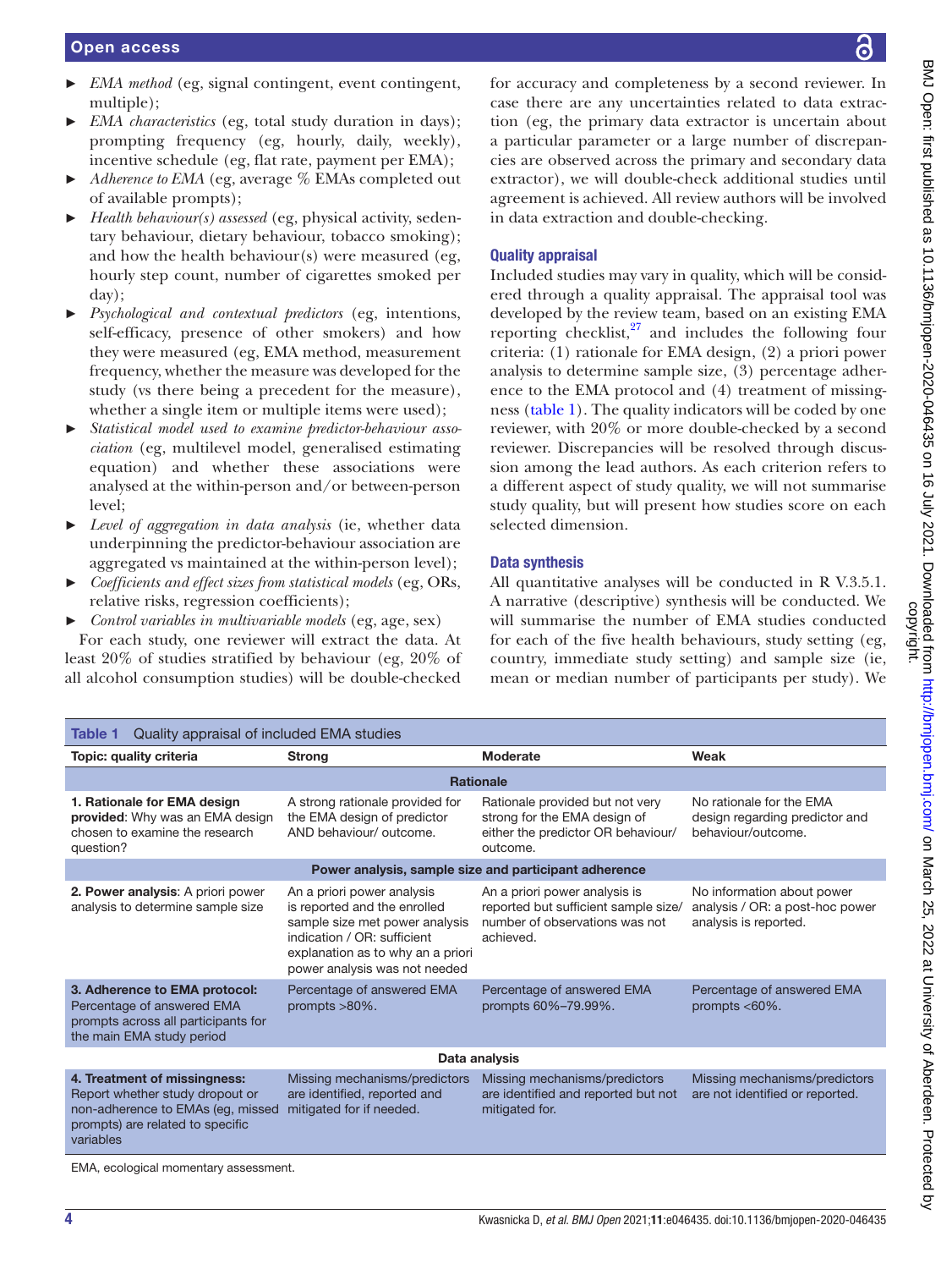- *EMA method* (eg, signal contingent, event contingent, multiple);
- *EMA characteristics* (eg, total study duration in days); prompting frequency (eg, hourly, daily, weekly), incentive schedule (eg, flat rate, payment per EMA);
- *Adherence to EMA* (eg, average % EMAs completed out of available prompts);
- *Health behaviour(s) assessed* (eg, physical activity, sedentary behaviour, dietary behaviour, tobacco smoking); and how the health behaviour(s) were measured (eg, hourly step count, number of cigarettes smoked per day);
- *Psychological and contextual predictors* (eg, intentions, self-efficacy, presence of other smokers) and how they were measured (eg, EMA method, measurement frequency, whether the measure was developed for the study (vs there being a precedent for the measure), whether a single item or multiple items were used);
- *Statistical model used to examine predictor-behaviour association* (eg, multilevel model, generalised estimating equation) and whether these associations were analysed at the within-person and/or between-person level;
- *Level of aggregation in data analysis* (ie, whether data underpinning the predictor-behaviour association are aggregated vs maintained at the within-person level);
- *Coefficients and effect sizes from statistical models* (eg, ORs, relative risks, regression coefficients);
- *Control variables in multivariable models* (eg, age, sex)

For each study, one reviewer will extract the data. At least 20% of studies stratified by behaviour (eg, 20% of all alcohol consumption studies) will be double-checked for accuracy and completeness by a second reviewer. In case there are any uncertainties related to data extraction (eg, the primary data extractor is uncertain about a particular parameter or a large number of discrepancies are observed across the primary and secondary data extractor), we will double-check additional studies until agreement is achieved. All review authors will be involved in data extraction and double-checking.

## Quality appraisal

Included studies may vary in quality, which will be considered through a quality appraisal. The appraisal tool was developed by the review team, based on an existing EMA reporting checklist,[27] and includes the following four criteria: (1) rationale for EMA design, (2) a priori power analysis to determine sample size, (3) percentage adherence to the EMA protocol and (4) treatment of missingness (table 1). The quality indicators will be coded by one reviewer, with 20% or more double-checked by a second reviewer. Discrepancies will be resolved through discussion among the lead authors. As each criterion refers to a different aspect of study quality, we will not summarise study quality, but will present how studies score on each selected dimension.

## Data synthesis

All quantitative analyses will be conducted in R V.3.5.1. A narrative (descriptive) synthesis will be conducted. We will summarise the number of EMA studies conducted for each of the five health behaviours, study setting (eg, country, immediate study setting) and sample size (ie, mean or median number of participants per study). We

**Table 1** Quality appraisal of included EMA studies

| Topic: quality criteria | Strong | Moderate | Weak |
|---|---|---|---|
| | **Rationale** | | |
| **1. Rationale for EMA design provided**: Why was an EMA design chosen to examine the research question? | A strong rationale provided for the EMA design of predictor AND behaviour/ outcome. | Rationale provided but not very strong for the EMA design of either the predictor OR behaviour/ outcome. | No rationale for the EMA design regarding predictor and behaviour/outcome. |
| | **Power analysis, sample size and participant adherence** | | |
| **2. Power analysis**: A priori power analysis to determine sample size | An a priori power analysis is reported and the enrolled sample size met power analysis indication / OR: sufficient explanation as to why an a priori power analysis was not needed | An a priori power analysis is reported but sufficient sample size/ number of observations was not achieved. | No information about power analysis / OR: a post-hoc power analysis is reported. |
| **3. Adherence to EMA protocol:** Percentage of answered EMA prompts across all participants for the main EMA study period | Percentage of answered EMA prompts >80%. | Percentage of answered EMA prompts 60%–79.99%. | Percentage of answered EMA prompts <60%. |
| | **Data analysis** | | |
| **4. Treatment of missingness:** Report whether study dropout or non-adherence to EMAs (eg, missed prompts) are related to specific variables | Missing mechanisms/predictors are identified, reported and mitigated for if needed. | Missing mechanisms/predictors are identified and reported but not mitigated for. | Missing mechanisms/predictors are not identified or reported. |

EMA, ecological momentary assessment.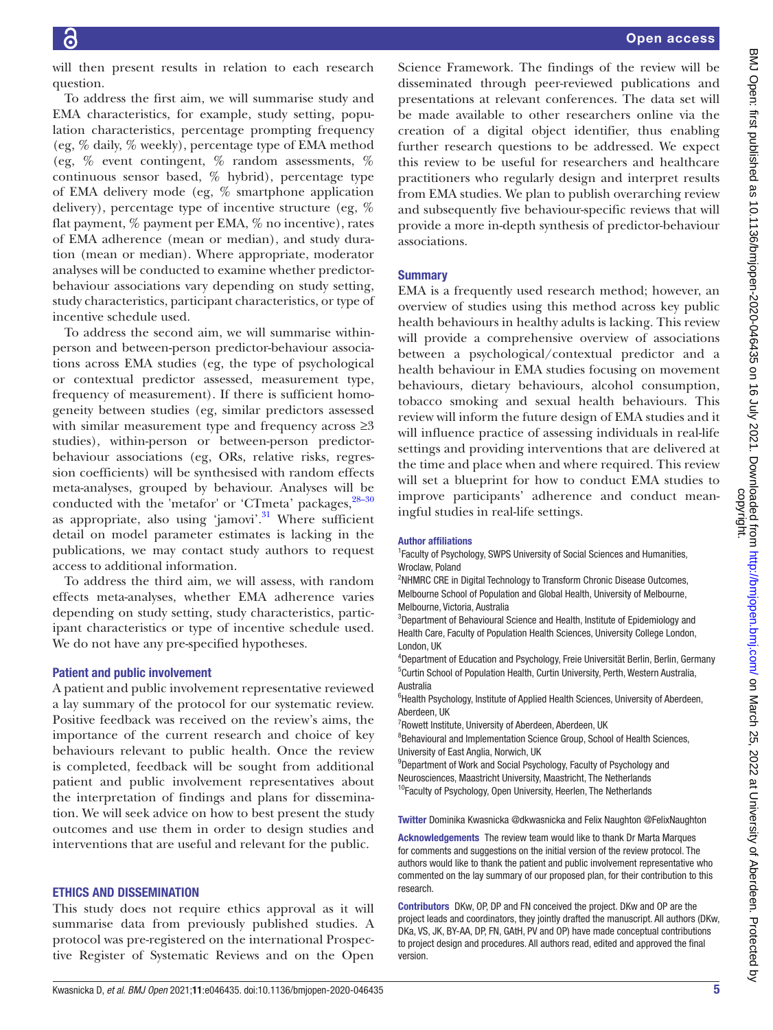will then present results in relation to each research question.

To address the first aim, we will summarise study and EMA characteristics, for example, study setting, population characteristics, percentage prompting frequency (eg, % daily, % weekly), percentage type of EMA method (eg, % event contingent, % random assessments, % continuous sensor based, % hybrid), percentage type of EMA delivery mode (eg, % smartphone application delivery), percentage type of incentive structure (eg, % flat payment, % payment per EMA, % no incentive), rates of EMA adherence (mean or median), and study duration (mean or median). Where appropriate, moderator analyses will be conducted to examine whether predictor-behaviour associations vary depending on study setting, study characteristics, participant characteristics, or type of incentive schedule used.

To address the second aim, we will summarise within-person and between-person predictor-behaviour associations across EMA studies (eg, the type of psychological or contextual predictor assessed, measurement type, frequency of measurement). If there is sufficient homogeneity between studies (eg, similar predictors assessed with similar measurement type and frequency across ≥3 studies), within-person or between-person predictor-behaviour associations (eg, ORs, relative risks, regression coefficients) will be synthesised with random effects meta-analyses, grouped by behaviour. Analyses will be conducted with the 'metafor' or 'CTmeta' packages,[28–30] as appropriate, also using 'jamovi'.[31] Where sufficient detail on model parameter estimates is lacking in the publications, we may contact study authors to request access to additional information.

To address the third aim, we will assess, with random effects meta-analyses, whether EMA adherence varies depending on study setting, study characteristics, participant characteristics or type of incentive schedule used. We do not have any pre-specified hypotheses.

### Patient and public involvement

A patient and public involvement representative reviewed a lay summary of the protocol for our systematic review. Positive feedback was received on the review's aims, the importance of the current research and choice of key behaviours relevant to public health. Once the review is completed, feedback will be sought from additional patient and public involvement representatives about the interpretation of findings and plans for dissemination. We will seek advice on how to best present the study outcomes and use them in order to design studies and interventions that are useful and relevant for the public.

## ETHICS AND DISSEMINATION

This study does not require ethics approval as it will summarise data from previously published studies. A protocol was pre-registered on the international Prospective Register of Systematic Reviews and on the Open Science Framework. The findings of the review will be disseminated through peer-reviewed publications and presentations at relevant conferences. The data set will be made available to other researchers online via the creation of a digital object identifier, thus enabling further research questions to be addressed. We expect this review to be useful for researchers and healthcare practitioners who regularly design and interpret results from EMA studies. We plan to publish overarching review and subsequently five behaviour-specific reviews that will provide a more in-depth synthesis of predictor-behaviour associations.

## Summary

EMA is a frequently used research method; however, an overview of studies using this method across key public health behaviours in healthy adults is lacking. This review will provide a comprehensive overview of associations between a psychological/contextual predictor and a health behaviour in EMA studies focusing on movement behaviours, dietary behaviours, alcohol consumption, tobacco smoking and sexual health behaviours. This review will inform the future design of EMA studies and it will influence practice of assessing individuals in real-life settings and providing interventions that are delivered at the time and place when and where required. This review will set a blueprint for how to conduct EMA studies to improve participants' adherence and conduct meaningful studies in real-life settings.

**Author affiliations**

[1]Faculty of Psychology, SWPS University of Social Sciences and Humanities, Wroclaw, Poland
[2]NHMRC CRE in Digital Technology to Transform Chronic Disease Outcomes, Melbourne School of Population and Global Health, University of Melbourne, Melbourne, Victoria, Australia
[3]Department of Behavioural Science and Health, Institute of Epidemiology and Health Care, Faculty of Population Health Sciences, University College London, London, UK
[4]Department of Education and Psychology, Freie Universität Berlin, Berlin, Germany
[5]Curtin School of Population Health, Curtin University, Perth, Western Australia, Australia
[6]Health Psychology, Institute of Applied Health Sciences, University of Aberdeen, Aberdeen, UK
[7]Rowett Institute, University of Aberdeen, Aberdeen, UK
[8]Behavioural and Implementation Science Group, School of Health Sciences, University of East Anglia, Norwich, UK
[9]Department of Work and Social Psychology, Faculty of Psychology and Neurosciences, Maastricht University, Maastricht, The Netherlands
[10]Faculty of Psychology, Open University, Heerlen, The Netherlands

**Twitter** Dominika Kwasnicka @dkwasnicka and Felix Naughton @FelixNaughton

**Acknowledgements** The review team would like to thank Dr Marta Marques for comments and suggestions on the initial version of the review protocol. The authors would like to thank the patient and public involvement representative who commented on the lay summary of our proposed plan, for their contribution to this research.

**Contributors** DKw, OP, DP and FN conceived the project. DKw and OP are the project leads and coordinators, they jointly drafted the manuscript. All authors (DKw, DKa, VS, JK, BY-AA, DP, FN, GAtH, PV and OP) have made conceptual contributions to project design and procedures. All authors read, edited and approved the final version.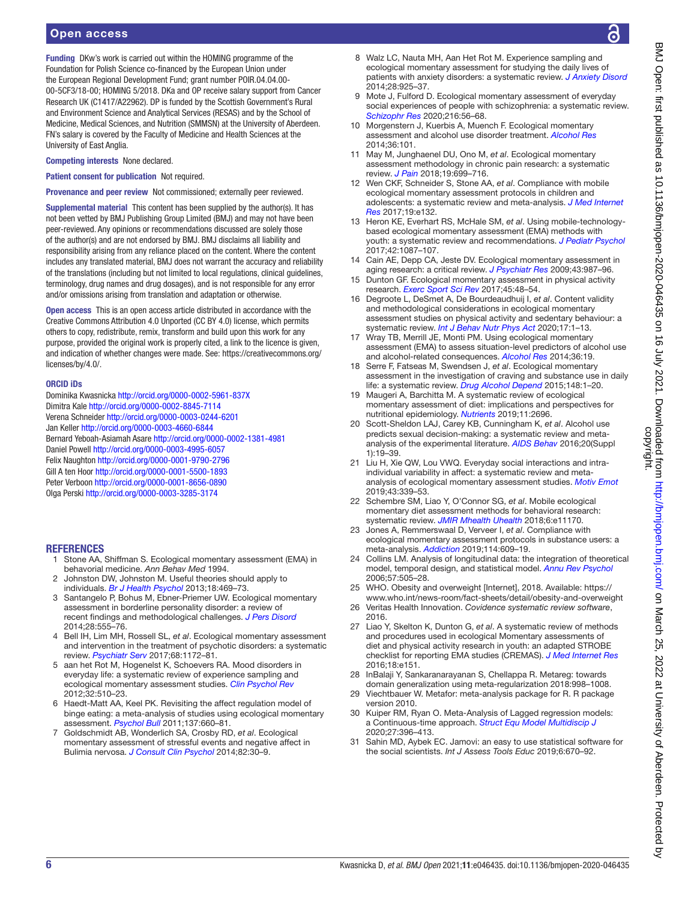**Funding** DKw's work is carried out within the HOMING programme of the Foundation for Polish Science co-financed by the European Union under the European Regional Development Fund; grant number POIR.04.04.00-00-5CF3/18-00; HOMING 5/2018. DKa and OP receive salary support from Cancer Research UK (C1417/A22962). DP is funded by the Scottish Government's Rural and Environment Science and Analytical Services (RESAS) and by the School of Medicine, Medical Sciences, and Nutrition (SMMSN) at the University of Aberdeen. FN's salary is covered by the Faculty of Medicine and Health Sciences at the University of East Anglia.

**Competing interests** None declared.

**Patient consent for publication** Not required.

**Provenance and peer review** Not commissioned; externally peer reviewed.

**Supplemental material** This content has been supplied by the author(s). It has not been vetted by BMJ Publishing Group Limited (BMJ) and may not have been peer-reviewed. Any opinions or recommendations discussed are solely those of the author(s) and are not endorsed by BMJ. BMJ disclaims all liability and responsibility arising from any reliance placed on the content. Where the content includes any translated material, BMJ does not warrant the accuracy and reliability of the translations (including but not limited to local regulations, clinical guidelines, terminology, drug names and drug dosages), and is not responsible for any error and/or omissions arising from translation and adaptation or otherwise.

**Open access** This is an open access article distributed in accordance with the Creative Commons Attribution 4.0 Unported (CC BY 4.0) license, which permits others to copy, redistribute, remix, transform and build upon this work for any purpose, provided the original work is properly cited, a link to the licence is given, and indication of whether changes were made. See: https://creativecommons.org/licenses/by/4.0/.

**ORCID iDs**

Dominika Kwasnicka http://orcid.org/0000-0002-5961-837X
Dimitra Kale http://orcid.org/0000-0002-8845-7114
Verena Schneider http://orcid.org/0000-0003-0244-6201
Jan Keller http://orcid.org/0000-0003-4660-6844
Bernard Yeboah-Asiamah Asare http://orcid.org/0000-0002-1381-4981
Daniel Powell http://orcid.org/0000-0003-4995-6057
Felix Naughton http://orcid.org/0000-0001-9790-2796
Gill A ten Hoor http://orcid.org/0000-0001-5500-1893
Peter Verboon http://orcid.org/0000-0001-8656-0890
Olga Perski http://orcid.org/0000-0003-3285-3174

## REFERENCES

1. Stone AA, Shiffman S. Ecological momentary assessment (EMA) in behavioral medicine. *Ann Behav Med* 1994.
2. Johnston DW, Johnston M. Useful theories should apply to individuals. *Br J Health Psychol* 2013;18:469–73.
3. Santangelo P, Bohus M, Ebner-Priemer UW. Ecological momentary assessment in borderline personality disorder: a review of recent findings and methodological challenges. *J Pers Disord* 2014;28:555–76.
4. Bell IH, Lim MH, Rossell SL, *et al*. Ecological momentary assessment and intervention in the treatment of psychotic disorders: a systematic review. *Psychiatr Serv* 2017;68:1172–81.
5. aan het Rot M, Hogenelst K, Schoevers RA. Mood disorders in everyday life: a systematic review of experience sampling and ecological momentary assessment studies. *Clin Psychol Rev* 2012;32:510–23.
6. Haedt-Matt AA, Keel PK. Revisiting the affect regulation model of binge eating: a meta-analysis of studies using ecological momentary assessment. *Psychol Bull* 2011;137:660–81.
7. Goldschmidt AB, Wonderlich SA, Crosby RD, *et al*. Ecological momentary assessment of stressful events and negative affect in Bulimia nervosa. *J Consult Clin Psychol* 2014;82:30–9.
8. Walz LC, Nauta MH, Aan Het Rot M. Experience sampling and ecological momentary assessment for studying the daily lives of patients with anxiety disorders: a systematic review. *J Anxiety Disord* 2014;28:925–37.
9. Mote J, Fulford D. Ecological momentary assessment of everyday social experiences of people with schizophrenia: a systematic review. *Schizophr Res* 2020;216:56–68.
10. Morgenstern J, Kuerbis A, Muench F. Ecological momentary assessment and alcohol use disorder treatment. *Alcohol Res* 2014;36:101.
11. May M, Junghaenel DU, Ono M, *et al*. Ecological momentary assessment methodology in chronic pain research: a systematic review. *J Pain* 2018;19:699–716.
12. Wen CKF, Schneider S, Stone AA, *et al*. Compliance with mobile ecological momentary assessment protocols in children and adolescents: a systematic review and meta-analysis. *J Med Internet Res* 2017;19:e132.
13. Heron KE, Everhart RS, McHale SM, *et al*. Using mobile-technology-based ecological momentary assessment (EMA) methods with youth: a systematic review and recommendations. *J Pediatr Psychol* 2017;42:1087–107.
14. Cain AE, Depp CA, Jeste DV. Ecological momentary assessment in aging research: a critical review. *J Psychiatr Res* 2009;43:987–96.
15. Dunton GF. Ecological momentary assessment in physical activity research. *Exerc Sport Sci Rev* 2017;45:48–54.
16. Degroote L, DeSmet A, De Bourdeaudhuij I, *et al*. Content validity and methodological considerations in ecological momentary assessment studies on physical activity and sedentary behaviour: a systematic review. *Int J Behav Nutr Phys Act* 2020;17:1–13.
17. Wray TB, Merrill JE, Monti PM. Using ecological momentary assessment (EMA) to assess situation-level predictors of alcohol use and alcohol-related consequences. *Alcohol Res* 2014;36:19.
18. Serre F, Fatseas M, Swendsen J, *et al*. Ecological momentary assessment in the investigation of craving and substance use in daily life: a systematic review. *Drug Alcohol Depend* 2015;148:1–20.
19. Maugeri A, Barchitta M. A systematic review of ecological momentary assessment of diet: implications and perspectives for nutritional epidemiology. *Nutrients* 2019;11:2696.
20. Scott-Sheldon LAJ, Carey KB, Cunningham K, *et al*. Alcohol use predicts sexual decision-making: a systematic review and meta-analysis of the experimental literature. *AIDS Behav* 2016;20(Suppl 1):19–39.
21. Liu H, Xie QW, Lou VWQ. Everyday social interactions and intra-individual variability in affect: a systematic review and meta-analysis of ecological momentary assessment studies. *Motiv Emot* 2019;43:339–53.
22. Schembre SM, Liao Y, O'Connor SG, *et al*. Mobile ecological momentary diet assessment methods for behavioral research: systematic review. *JMIR Mhealth Uhealth* 2018;6:e11170.
23. Jones A, Remmerswaal D, Verveer I, *et al*. Compliance with ecological momentary assessment protocols in substance users: a meta-analysis. *Addiction* 2019;114:609–19.
24. Collins LM. Analysis of longitudinal data: the integration of theoretical model, temporal design, and statistical model. *Annu Rev Psychol* 2006;57:505–28.
25. WHO. Obesity and overweight [Internet], 2018. Available: https://www.who.int/news-room/fact-sheets/detail/obesity-and-overweight
26. Veritas Health Innovation. *Covidence systematic review software*, 2016.
27. Liao Y, Skelton K, Dunton G, *et al*. A systematic review of methods and procedures used in ecological Momentary assessments of diet and physical activity research in youth: an adapted STROBE checklist for reporting EMA studies (CREMAS). *J Med Internet Res* 2016;18:e151.
28. InBalaji Y, Sankaranarayanan S, Chellappa R. Metareg: towards domain generalization using meta-regularization 2018:998–1008.
29. Viechtbauer W. Metafor: meta-analysis package for R. R package version 2010.
30. Kuiper RM, Ryan O. Meta-Analysis of Lagged regression models: a Continuous-time approach. *Struct Equ Model Multidiscip J* 2020;27:396–413.
31. Sahin MD, Aybek EC. Jamovi: an easy to use statistical software for the social scientists. *Int J Assess Tools Educ* 2019;6:670–92.